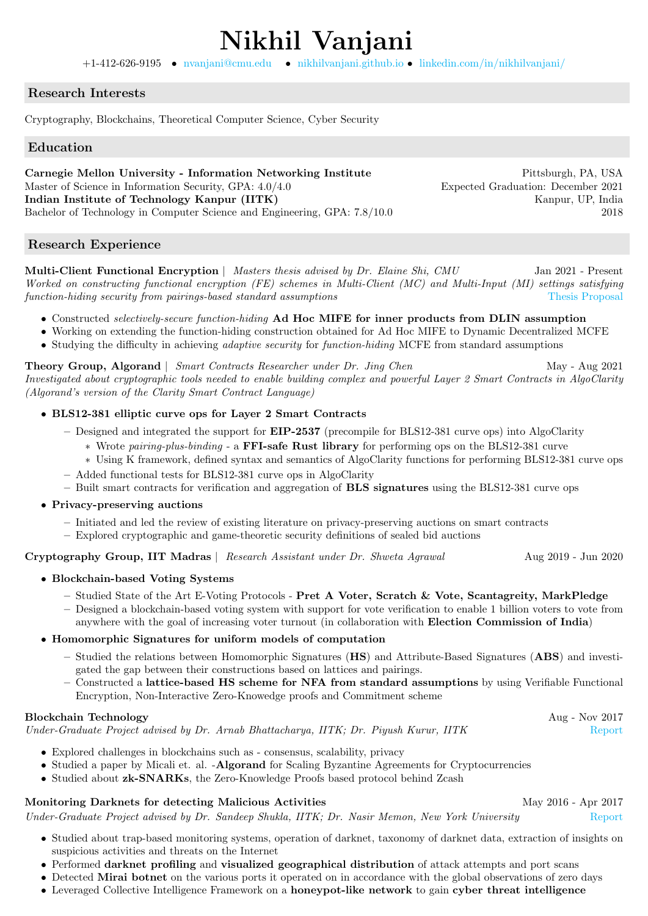# Nikhil Vanjani

+1-412-626-9195 • nvanjani@cmu.edu • nikhilvanjani.github.io • linkedin.com/in/nikhilvanjani/

## Research Interests

Cryptography, Blockchains, Theoretical Computer Science, Cyber Security

## Education

**Carnegie Mellon University - Information Networking Institute** — Pittsburgh, PA, USA
Master of Science in Information Security, GPA: 4.0/4.0 — Expected Graduation: December 2021

**Indian Institute of Technology Kanpur (IITK)** — Kanpur, UP, India
Bachelor of Technology in Computer Science and Engineering, GPA: 7.8/10.0 — 2018

## Research Experience

**Multi-Client Functional Encryption** | *Masters thesis advised by Dr. Elaine Shi, CMU* — Jan 2021 - Present
*Worked on constructing functional encryption (FE) schemes in Multi-Client (MC) and Multi-Input (MI) settings satisfying function-hiding security from pairings-based standard assumptions* — Thesis Proposal

- Constructed *selectively-secure function-hiding* **Ad Hoc MIFE for inner products from DLIN assumption**
- Working on extending the function-hiding construction obtained for Ad Hoc MIFE to Dynamic Decentralized MCFE
- Studying the difficulty in achieving *adaptive security* for *function-hiding* MCFE from standard assumptions

**Theory Group, Algorand** | *Smart Contracts Researcher under Dr. Jing Chen* — May - Aug 2021
*Investigated about cryptographic tools needed to enable building complex and powerful Layer 2 Smart Contracts in AlgoClarity (Algorand's version of the Clarity Smart Contract Language)*

- **BLS12-381 elliptic curve ops for Layer 2 Smart Contracts**
  - Designed and integrated the support for **EIP-2537** (precompile for BLS12-381 curve ops) into AlgoClarity
    - Wrote *pairing-plus-binding* - a **FFI-safe Rust library** for performing ops on the BLS12-381 curve
    - Using K framework, defined syntax and semantics of AlgoClarity functions for performing BLS12-381 curve ops
  - Added functional tests for BLS12-381 curve ops in AlgoClarity
  - Built smart contracts for verification and aggregation of **BLS signatures** using the BLS12-381 curve ops
- **Privacy-preserving auctions**
  - Initiated and led the review of existing literature on privacy-preserving auctions on smart contracts
  - Explored cryptographic and game-theoretic security definitions of sealed bid auctions

**Cryptography Group, IIT Madras** | *Research Assistant under Dr. Shweta Agrawal* — Aug 2019 - Jun 2020

- **Blockchain-based Voting Systems**
  - Studied State of the Art E-Voting Protocols - **Pret A Voter, Scratch & Vote, Scantagreity, MarkPledge**
  - Designed a blockchain-based voting system with support for vote verification to enable 1 billion voters to vote from anywhere with the goal of increasing voter turnout (in collaboration with **Election Commission of India**)
- **Homomorphic Signatures for uniform models of computation**
  - Studied the relations between Homomorphic Signatures (**HS**) and Attribute-Based Signatures (**ABS**) and investigated the gap between their constructions based on lattices and pairings.
  - Constructed a **lattice-based HS scheme for NFA from standard assumptions** by using Verifiable Functional Encryption, Non-Interactive Zero-Knowedge proofs and Commitment scheme

**Blockchain Technology** — Aug - Nov 2017
*Under-Graduate Project advised by Dr. Arnab Bhattacharya, IITK; Dr. Piyush Kurur, IITK* — Report

- Explored challenges in blockchains such as - consensus, scalability, privacy
- Studied a paper by Micali et. al. -**Algorand** for Scaling Byzantine Agreements for Cryptocurrencies
- Studied about **zk-SNARKs**, the Zero-Knowledge Proofs based protocol behind Zcash

**Monitoring Darknets for detecting Malicious Activities** — May 2016 - Apr 2017
*Under-Graduate Project advised by Dr. Sandeep Shukla, IITK; Dr. Nasir Memon, New York University* — Report

- Studied about trap-based monitoring systems, operation of darknet, taxonomy of darknet data, extraction of insights on suspicious activities and threats on the Internet
- Performed **darknet profiling** and **visualized geographical distribution** of attack attempts and port scans
- Detected **Mirai botnet** on the various ports it operated on in accordance with the global observations of zero days
- Leveraged Collective Intelligence Framework on a **honeypot-like network** to gain **cyber threat intelligence**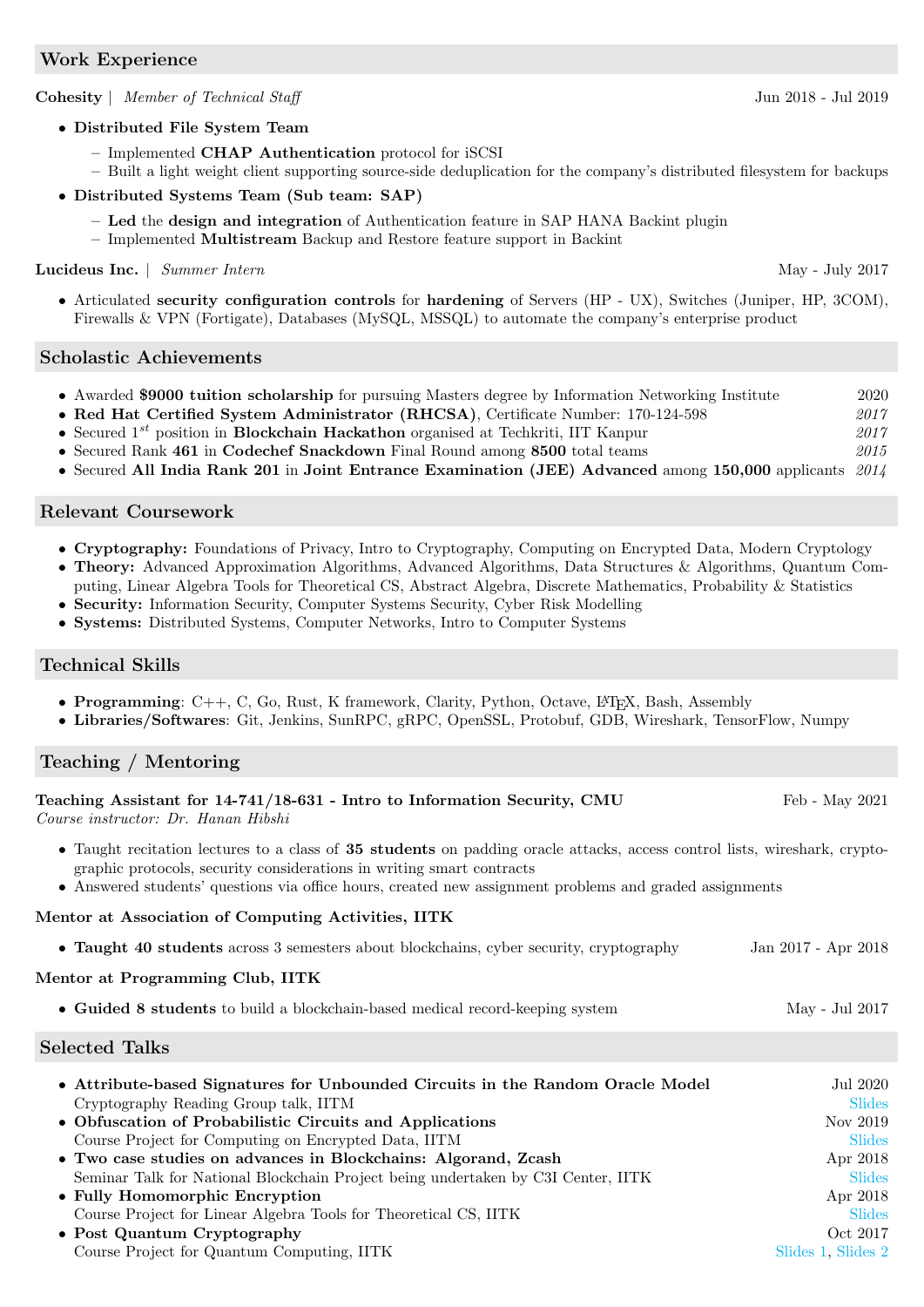## Work Experience

**Cohesity** | *Member of Technical Staff* Jun 2018 - Jul 2019

- **Distributed File System Team**
  - Implemented **CHAP Authentication** protocol for iSCSI
  - Built a light weight client supporting source-side deduplication for the company's distributed filesystem for backups
- **Distributed Systems Team (Sub team: SAP)**
  - **Led** the **design and integration** of Authentication feature in SAP HANA Backint plugin
  - Implemented **Multistream** Backup and Restore feature support in Backint

**Lucideus Inc.** | *Summer Intern* May - July 2017

- Articulated **security configuration controls** for **hardening** of Servers (HP - UX), Switches (Juniper, HP, 3COM), Firewalls & VPN (Fortigate), Databases (MySQL, MSSQL) to automate the company's enterprise product

## Scholastic Achievements

- Awarded **$9000 tuition scholarship** for pursuing Masters degree by Information Networking Institute 2020
- **Red Hat Certified System Administrator (RHCSA)**, Certificate Number: 170-124-598 *2017*
- Secured 1$^{st}$ position in **Blockchain Hackathon** organised at Techkriti, IIT Kanpur *2017*
- Secured Rank **461** in **Codechef Snackdown** Final Round among **8500** total teams *2015*
- Secured **All India Rank 201** in **Joint Entrance Examination (JEE) Advanced** among **150,000** applicants *2014*

## Relevant Coursework

- **Cryptography:** Foundations of Privacy, Intro to Cryptography, Computing on Encrypted Data, Modern Cryptology
- **Theory:** Advanced Approximation Algorithms, Advanced Algorithms, Data Structures & Algorithms, Quantum Computing, Linear Algebra Tools for Theoretical CS, Abstract Algebra, Discrete Mathematics, Probability & Statistics
- **Security:** Information Security, Computer Systems Security, Cyber Risk Modelling
- **Systems:** Distributed Systems, Computer Networks, Intro to Computer Systems

## Technical Skills

- **Programming**: C++, C, Go, Rust, K framework, Clarity, Python, Octave, LaTeX, Bash, Assembly
- **Libraries/Softwares**: Git, Jenkins, SunRPC, gRPC, OpenSSL, Protobuf, GDB, Wireshark, TensorFlow, Numpy

## Teaching / Mentoring

**Teaching Assistant for 14-741/18-631 - Intro to Information Security, CMU** Feb - May 2021
*Course instructor: Dr. Hanan Hibshi*

- Taught recitation lectures to a class of **35 students** on padding oracle attacks, access control lists, wireshark, cryptographic protocols, security considerations in writing smart contracts
- Answered students' questions via office hours, created new assignment problems and graded assignments

**Mentor at Association of Computing Activities, IITK**

- **Taught 40 students** across 3 semesters about blockchains, cyber security, cryptography Jan 2017 - Apr 2018

**Mentor at Programming Club, IITK**

- **Guided 8 students** to build a blockchain-based medical record-keeping system May - Jul 2017

## Selected Talks

- **Attribute-based Signatures for Unbounded Circuits in the Random Oracle Model** Jul 2020
  Cryptography Reading Group talk, IITM Slides
- **Obfuscation of Probabilistic Circuits and Applications** Nov 2019
  Course Project for Computing on Encrypted Data, IITM Slides
- **Two case studies on advances in Blockchains: Algorand, Zcash** Apr 2018
  Seminar Talk for National Blockchain Project being undertaken by C3I Center, IITK Slides
- **Fully Homomorphic Encryption** Apr 2018
  Course Project for Linear Algebra Tools for Theoretical CS, IITK Slides
- **Post Quantum Cryptography** Oct 2017
  Course Project for Quantum Computing, IITK Slides 1, Slides 2